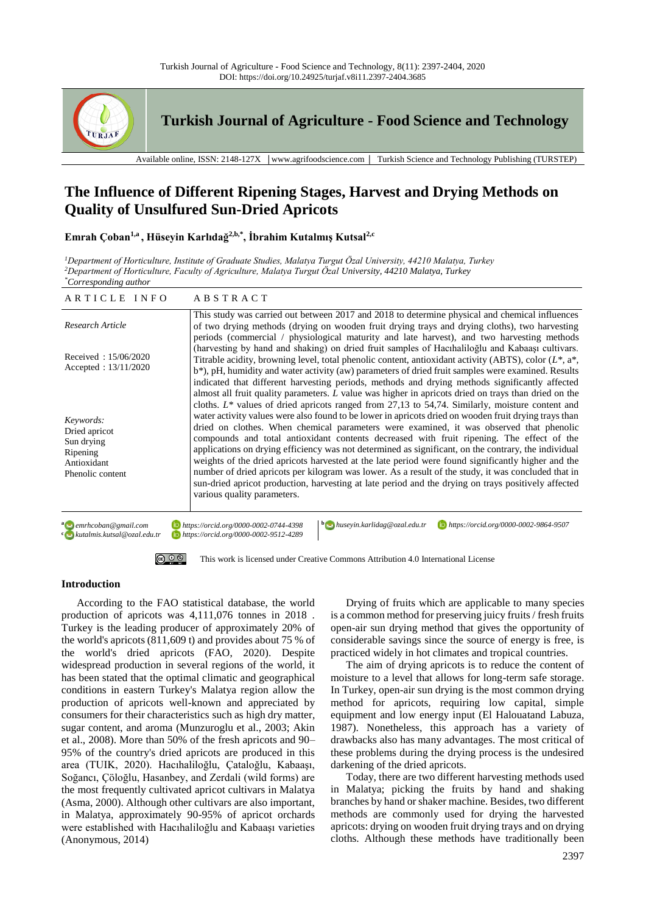# The Influence of Different Ripening Stages, Harvest and Drying Methods on Quality of Unsulfured Sun-Dried Apricots

**Emrah Çoban[1,a], Hüseyin Karlıdağ[2,b,*], İbrahim Kutalmış Kutsal[2,c]**

*[1]Department of Horticulture, Institute of Graduate Studies, Malatya Turgut Özal University, 44210 Malatya, Turkey*
*[2]Department of Horticulture, Faculty of Agriculture, Malatya Turgut Özal University, 44210 Malatya, Turkey*
*[*]Corresponding author*

| ARTICLE INFO | ABSTRACT |
|---|---|
| *Research Article*<br><br>Received : 15/06/2020<br>Accepted : 13/11/2020<br><br>*Keywords:*<br>Dried apricot<br>Sun drying<br>Ripening<br>Antioxidant<br>Phenolic content | This study was carried out between 2017 and 2018 to determine physical and chemical influences of two drying methods (drying on wooden fruit drying trays and drying cloths), two harvesting periods (commercial / physiological maturity and late harvest), and two harvesting methods (harvesting by hand and shaking) on dried fruit samples of Hacıhaliloğlu and Kabaaşı cultivars. Titrable acidity, browning level, total phenolic content, antioxidant activity (ABTS), color (*L*\*, a\*, b\*), pH, humidity and water activity (aw) parameters of dried fruit samples were examined. Results indicated that different harvesting periods, methods and drying methods significantly affected almost all fruit quality parameters. *L* value was higher in apricots dried on trays than dried on the cloths. *L*\* values of dried apricots ranged from 27,13 to 54,74. Similarly, moisture content and water activity values were also found to be lower in apricots dried on wooden fruit drying trays than dried on clothes. When chemical parameters were examined, it was observed that phenolic compounds and total antioxidant contents decreased with fruit ripening. The effect of the applications on drying efficiency was not determined as significant, on the contrary, the individual weights of the dried apricots harvested at the late period were found significantly higher and the number of dried apricots per kilogram was lower. As a result of the study, it was concluded that in sun-dried apricot production, harvesting at late period and the drying on trays positively affected various quality parameters. |

[a] emrhcoban@gmail.com https://orcid.org/0000-0002-0744-4398
[b] huseyin.karlidag@ozal.edu.tr https://orcid.org/0000-0002-9864-9507
[c] kutalmis.kutsal@ozal.edu.tr https://orcid.org/0000-0002-9512-4289

This work is licensed under Creative Commons Attribution 4.0 International License

## Introduction

According to the FAO statistical database, the world production of apricots was 4,111,076 tonnes in 2018 . Turkey is the leading producer of approximately 20% of the world's apricots (811,609 t) and provides about 75 % of the world's dried apricots (FAO, 2020). Despite widespread production in several regions of the world, it has been stated that the optimal climatic and geographical conditions in eastern Turkey's Malatya region allow the production of apricots well-known and appreciated by consumers for their characteristics such as high dry matter, sugar content, and aroma (Munzuroglu et al., 2003; Akin et al., 2008). More than 50% of the fresh apricots and 90–95% of the country's dried apricots are produced in this area (TUIK, 2020). Hacıhaliloğlu, Çataloğlu, Kabaaşı, Soğancı, Çöloğlu, Hasanbey, and Zerdali (wild forms) are the most frequently cultivated apricot cultivars in Malatya (Asma, 2000). Although other cultivars are also important, in Malatya, approximately 90-95% of apricot orchards were established with Hacıhaliloğlu and Kabaaşı varieties (Anonymous, 2014)

Drying of fruits which are applicable to many species is a common method for preserving juicy fruits / fresh fruits open-air sun drying method that gives the opportunity of considerable savings since the source of energy is free, is practiced widely in hot climates and tropical countries.

The aim of drying apricots is to reduce the content of moisture to a level that allows for long-term safe storage. In Turkey, open-air sun drying is the most common drying method for apricots, requiring low capital, simple equipment and low energy input (El Halouatand Labuza, 1987). Nonetheless, this approach has a variety of drawbacks also has many advantages. The most critical of these problems during the drying process is the undesired darkening of the dried apricots.

Today, there are two different harvesting methods used in Malatya; picking the fruits by hand and shaking branches by hand or shaker machine. Besides, two different methods are commonly used for drying the harvested apricots: drying on wooden fruit drying trays and on drying cloths. Although these methods have traditionally been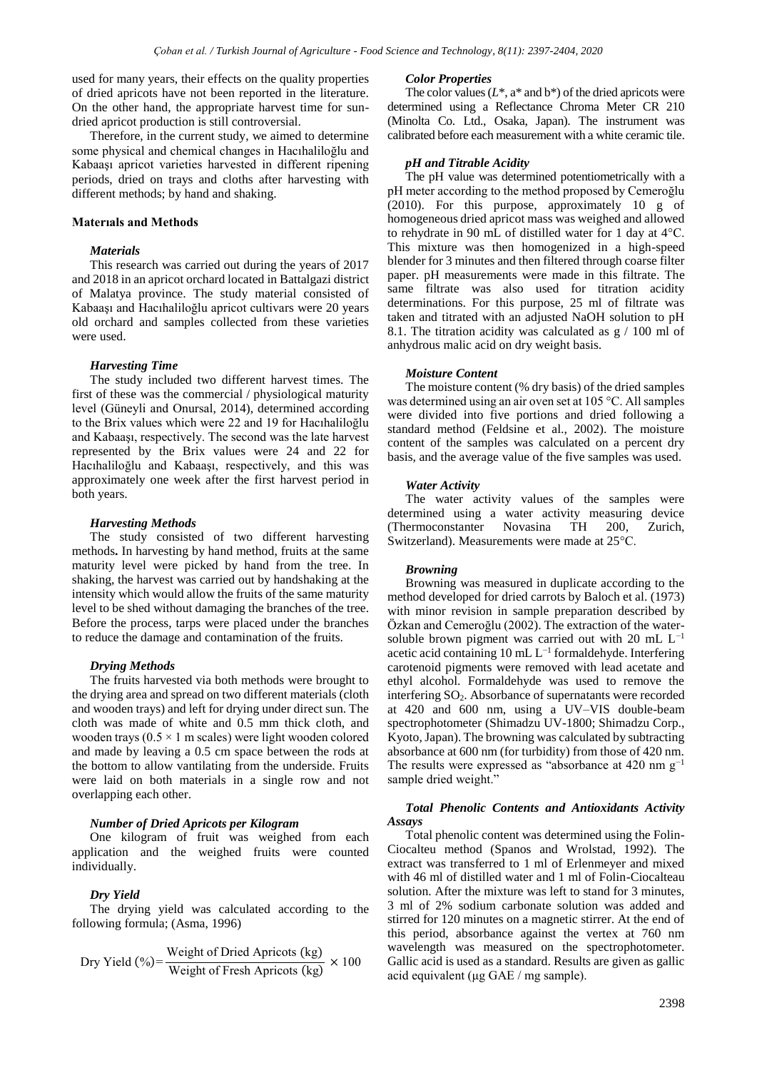used for many years, their effects on the quality properties of dried apricots have not been reported in the literature. On the other hand, the appropriate harvest time for sun-dried apricot production is still controversial.

Therefore, in the current study, we aimed to determine some physical and chemical changes in Hacıhaliloğlu and Kabaaşı apricot varieties harvested in different ripening periods, dried on trays and cloths after harvesting with different methods; by hand and shaking.

## Materıals and Methods

### *Materials*

This research was carried out during the years of 2017 and 2018 in an apricot orchard located in Battalgazi district of Malatya province. The study material consisted of Kabaaşı and Hacıhaliloğlu apricot cultivars were 20 years old orchard and samples collected from these varieties were used.

### *Harvesting Time*

The study included two different harvest times. The first of these was the commercial / physiological maturity level (Güneyli and Onursal, 2014), determined according to the Brix values which were 22 and 19 for Hacıhaliloğlu and Kabaaşı, respectively. The second was the late harvest represented by the Brix values were 24 and 22 for Hacıhaliloğlu and Kabaaşı, respectively, and this was approximately one week after the first harvest period in both years.

### *Harvesting Methods*

The study consisted of two different harvesting methods**.** In harvesting by hand method, fruits at the same maturity level were picked by hand from the tree. In shaking, the harvest was carried out by handshaking at the intensity which would allow the fruits of the same maturity level to be shed without damaging the branches of the tree. Before the process, tarps were placed under the branches to reduce the damage and contamination of the fruits.

### *Drying Methods*

The fruits harvested via both methods were brought to the drying area and spread on two different materials (cloth and wooden trays) and left for drying under direct sun. The cloth was made of white and 0.5 mm thick cloth, and wooden trays ($0.5 \times 1$ m scales) were light wooden colored and made by leaving a 0.5 cm space between the rods at the bottom to allow vantilating from the underside. Fruits were laid on both materials in a single row and not overlapping each other.

### *Number of Dried Apricots per Kilogram*

One kilogram of fruit was weighed from each application and the weighed fruits were counted individually.

### *Dry Yield*

The drying yield was calculated according to the following formula; (Asma, 1996)

$$\text{Dry Yield (\%)} = \frac{\text{Weight of Dried Apricots (kg)}}{\text{Weight of Fresh Apricots (kg)}} \times 100$$

### *Color Properties*

The color values ($L^*$, $a^*$ and $b^*$) of the dried apricots were determined using a Reflectance Chroma Meter CR 210 (Minolta Co. Ltd., Osaka, Japan). The instrument was calibrated before each measurement with a white ceramic tile.

### *pH and Titrable Acidity*

The pH value was determined potentiometrically with a pH meter according to the method proposed by Cemeroğlu (2010). For this purpose, approximately 10 g of homogeneous dried apricot mass was weighed and allowed to rehydrate in 90 mL of distilled water for 1 day at 4°C. This mixture was then homogenized in a high-speed blender for 3 minutes and then filtered through coarse filter paper. pH measurements were made in this filtrate. The same filtrate was also used for titration acidity determinations. For this purpose, 25 ml of filtrate was taken and titrated with an adjusted NaOH solution to pH 8.1. The titration acidity was calculated as g / 100 ml of anhydrous malic acid on dry weight basis.

### *Moisture Content*

The moisture content (% dry basis) of the dried samples was determined using an air oven set at 105 °C. All samples were divided into five portions and dried following a standard method (Feldsine et al., 2002). The moisture content of the samples was calculated on a percent dry basis, and the average value of the five samples was used.

### *Water Activity*

The water activity values of the samples were determined using a water activity measuring device (Thermoconstanter Novasina TH 200, Zurich, Switzerland). Measurements were made at 25°C.

### *Browning*

Browning was measured in duplicate according to the method developed for dried carrots by Baloch et al. (1973) with minor revision in sample preparation described by Özkan and Cemeroğlu (2002). The extraction of the water-soluble brown pigment was carried out with 20 mL $L^{-1}$ acetic acid containing 10 mL $L^{-1}$ formaldehyde. Interfering carotenoid pigments were removed with lead acetate and ethyl alcohol. Formaldehyde was used to remove the interfering $SO_2$. Absorbance of supernatants were recorded at 420 and 600 nm, using a UV–VIS double-beam spectrophotometer (Shimadzu UV-1800; Shimadzu Corp., Kyoto, Japan). The browning was calculated by subtracting absorbance at 600 nm (for turbidity) from those of 420 nm. The results were expressed as "absorbance at 420 nm $g^{-1}$ sample dried weight."

### *Total Phenolic Contents and Antioxidants Activity Assays*

Total phenolic content was determined using the Folin-Ciocalteu method (Spanos and Wrolstad, 1992). The extract was transferred to 1 ml of Erlenmeyer and mixed with 46 ml of distilled water and 1 ml of Folin-Ciocalteau solution. After the mixture was left to stand for 3 minutes, 3 ml of 2% sodium carbonate solution was added and stirred for 120 minutes on a magnetic stirrer. At the end of this period, absorbance against the vertex at 760 nm wavelength was measured on the spectrophotometer. Gallic acid is used as a standard. Results are given as gallic acid equivalent (μg GAE / mg sample).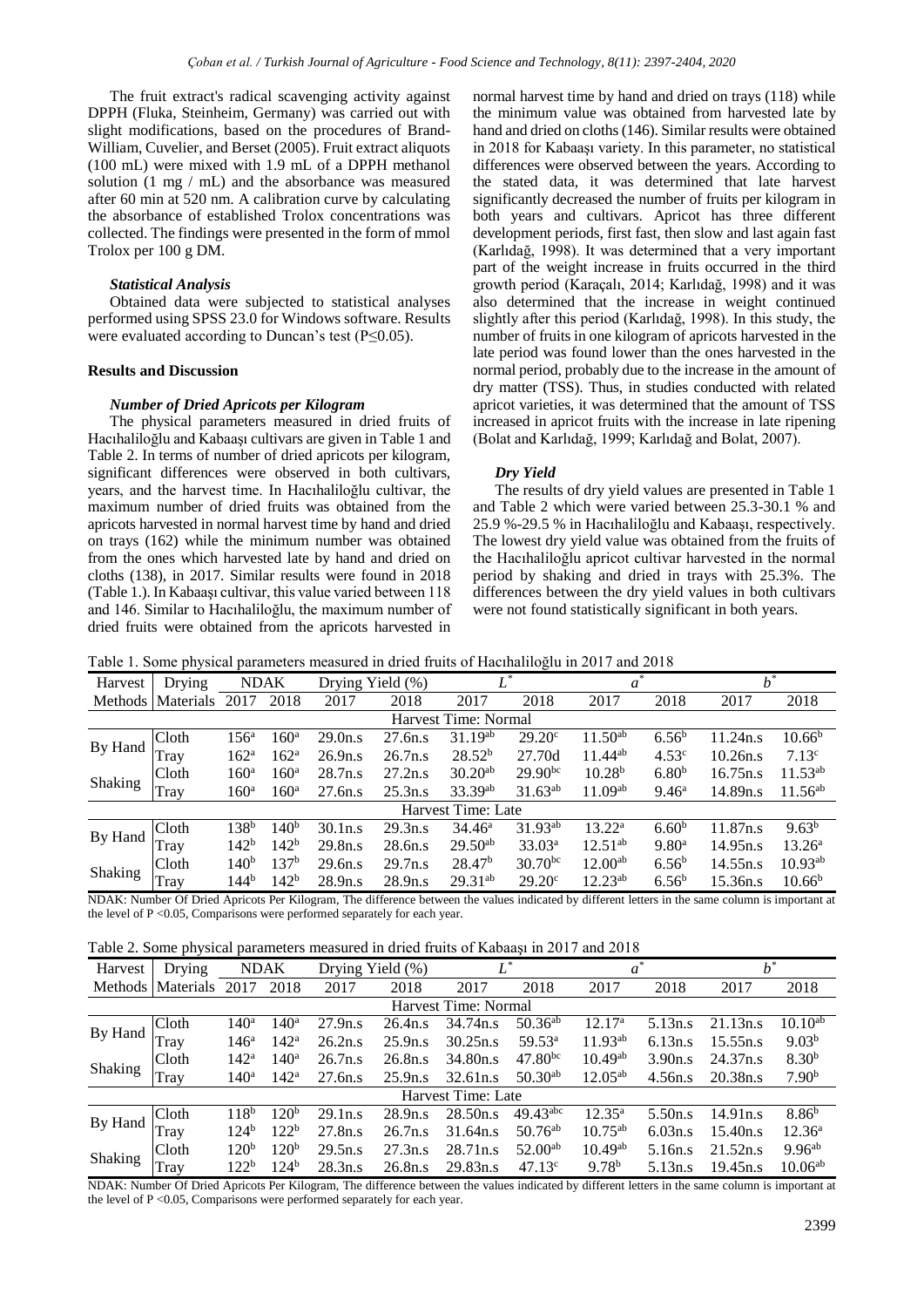The fruit extract's radical scavenging activity against DPPH (Fluka, Steinheim, Germany) was carried out with slight modifications, based on the procedures of Brand-William, Cuvelier, and Berset (2005). Fruit extract aliquots (100 mL) were mixed with 1.9 mL of a DPPH methanol solution (1 mg / mL) and the absorbance was measured after 60 min at 520 nm. A calibration curve by calculating the absorbance of established Trolox concentrations was collected. The findings were presented in the form of mmol Trolox per 100 g DM.

#### *Statistical Analysis*

Obtained data were subjected to statistical analyses performed using SPSS 23.0 for Windows software. Results were evaluated according to Duncan's test (P≤0.05).

### Results and Discussion

#### *Number of Dried Apricots per Kilogram*

The physical parameters measured in dried fruits of Hacıhaliloğlu and Kabaaşı cultivars are given in Table 1 and Table 2. In terms of number of dried apricots per kilogram, significant differences were observed in both cultivars, years, and the harvest time. In Hacıhaliloğlu cultivar, the maximum number of dried fruits was obtained from the apricots harvested in normal harvest time by hand and dried on trays (162) while the minimum number was obtained from the ones which harvested late by hand and dried on cloths (138), in 2017. Similar results were found in 2018 (Table 1.). In Kabaaşı cultivar, this value varied between 118 and 146. Similar to Hacıhaliloğlu, the maximum number of dried fruits were obtained from the apricots harvested in normal harvest time by hand and dried on trays (118) while the minimum value was obtained from harvested late by hand and dried on cloths (146). Similar results were obtained in 2018 for Kabaaşı variety. In this parameter, no statistical differences were observed between the years. According to the stated data, it was determined that late harvest significantly decreased the number of fruits per kilogram in both years and cultivars. Apricot has three different development periods, first fast, then slow and last again fast (Karlıdağ, 1998). It was determined that a very important part of the weight increase in fruits occurred in the third growth period (Karaçalı, 2014; Karlıdağ, 1998) and it was also determined that the increase in weight continued slightly after this period (Karlıdağ, 1998). In this study, the number of fruits in one kilogram of apricots harvested in the late period was found lower than the ones harvested in the normal period, probably due to the increase in the amount of dry matter (TSS). Thus, in studies conducted with related apricot varieties, it was determined that the amount of TSS increased in apricot fruits with the increase in late ripening (Bolat and Karlıdağ, 1999; Karlıdağ and Bolat, 2007).

#### *Dry Yield*

The results of dry yield values are presented in Table 1 and Table 2 which were varied between 25.3-30.1 % and 25.9 %-29.5 % in Hacıhaliloğlu and Kabaaşı, respectively. The lowest dry yield value was obtained from the fruits of the Hacıhaliloğlu apricot cultivar harvested in the normal period by shaking and dried in trays with 25.3%. The differences between the dry yield values in both cultivars were not found statistically significant in both years.

Table 1. Some physical parameters measured in dried fruits of Hacıhaliloğlu in 2017 and 2018

| Harvest | Drying | NDAK | | Drying Yield (%) | | $L^*$ | | $a^*$ | | $b^*$ | |
|---|---|---|---|---|---|---|---|---|---|---|---|
| Methods | Materials | 2017 | 2018 | 2017 | 2018 | 2017 | 2018 | 2017 | 2018 | 2017 | 2018 |
| Harvest Time: Normal | | | | | | | | | | | |
| By Hand | Cloth | 156[a] | 160[a] | 29.0n.s | 27.6n.s | 31.19[ab] | 29.20[c] | 11.50[ab] | 6.56[b] | 11.24n.s | 10.66[b] |
| | Tray | 162[a] | 162[a] | 26.9n.s | 26.7n.s | 28.52[b] | 27.70d | 11.44[ab] | 4.53[c] | 10.26n.s | 7.13[c] |
| Shaking | Cloth | 160[a] | 160[a] | 28.7n.s | 27.2n.s | 30.20[ab] | 29.90[bc] | 10.28[b] | 6.80[b] | 16.75n.s | 11.53[ab] |
| | Tray | 160[a] | 160[a] | 27.6n.s | 25.3n.s | 33.39[ab] | 31.63[ab] | 11.09[ab] | 9.46[a] | 14.89n.s | 11.56[ab] |
| Harvest Time: Late | | | | | | | | | | | |
| By Hand | Cloth | 138[b] | 140[b] | 30.1n.s | 29.3n.s | 34.46[a] | 31.93[ab] | 13.22[a] | 6.60[b] | 11.87n.s | 9.63[b] |
| | Tray | 142[b] | 142[b] | 29.8n.s | 28.6n.s | 29.50[ab] | 33.03[a] | 12.51[ab] | 9.80[a] | 14.95n.s | 13.26[a] |
| Shaking | Cloth | 140[b] | 137[b] | 29.6n.s | 29.7n.s | 28.47[b] | 30.70[bc] | 12.00[ab] | 6.56[b] | 14.55n.s | 10.93[ab] |
| | Tray | 144[b] | 142[b] | 28.9n.s | 28.9n.s | 29.31[ab] | 29.20[c] | 12.23[ab] | 6.56[b] | 15.36n.s | 10.66[b] |

NDAK: Number Of Dried Apricots Per Kilogram, The difference between the values indicated by different letters in the same column is important at the level of P <0.05, Comparisons were performed separately for each year.

Table 2. Some physical parameters measured in dried fruits of Kabaaşı in 2017 and 2018

| Harvest | Drying | NDAK | | Drying Yield (%) | | $L^*$ | | $a^*$ | | $b^*$ | |
|---|---|---|---|---|---|---|---|---|---|---|---|
| Methods | Materials | 2017 | 2018 | 2017 | 2018 | 2017 | 2018 | 2017 | 2018 | 2017 | 2018 |
| Harvest Time: Normal | | | | | | | | | | | |
| By Hand | Cloth | 140[a] | 140[a] | 27.9n.s | 26.4n.s | 34.74n.s | 50.36[ab] | 12.17[a] | 5.13n.s | 21.13n.s | 10.10[ab] |
| | Tray | 146[a] | 142[a] | 26.2n.s | 25.9n.s | 30.25n.s | 59.53[a] | 11.93[ab] | 6.13n.s | 15.55n.s | 9.03[b] |
| Shaking | Cloth | 142[a] | 140[a] | 26.7n.s | 26.8n.s | 34.80n.s | 47.80[bc] | 10.49[ab] | 3.90n.s | 24.37n.s | 8.30[b] |
| | Tray | 140[a] | 142[a] | 27.6n.s | 25.9n.s | 32.61n.s | 50.30[ab] | 12.05[ab] | 4.56n.s | 20.38n.s | 7.90[b] |
| Harvest Time: Late | | | | | | | | | | | |
| By Hand | Cloth | 118[b] | 120[b] | 29.1n.s | 28.9n.s | 28.50n.s | 49.43[abc] | 12.35[a] | 5.50n.s | 14.91n.s | 8.86[b] |
| | Tray | 124[b] | 122[b] | 27.8n.s | 26.7n.s | 31.64n.s | 50.76[ab] | 10.75[ab] | 6.03n.s | 15.40n.s | 12.36[a] |
| Shaking | Cloth | 120[b] | 120[b] | 29.5n.s | 27.3n.s | 28.71n.s | 52.00[ab] | 10.49[ab] | 5.16n.s | 21.52n.s | 9.96[ab] |
| | Tray | 122[b] | 124[b] | 28.3n.s | 26.8n.s | 29.83n.s | 47.13[c] | 9.78[b] | 5.13n.s | 19.45n.s | 10.06[ab] |

NDAK: Number Of Dried Apricots Per Kilogram, The difference between the values indicated by different letters in the same column is important at the level of P <0.05, Comparisons were performed separately for each year.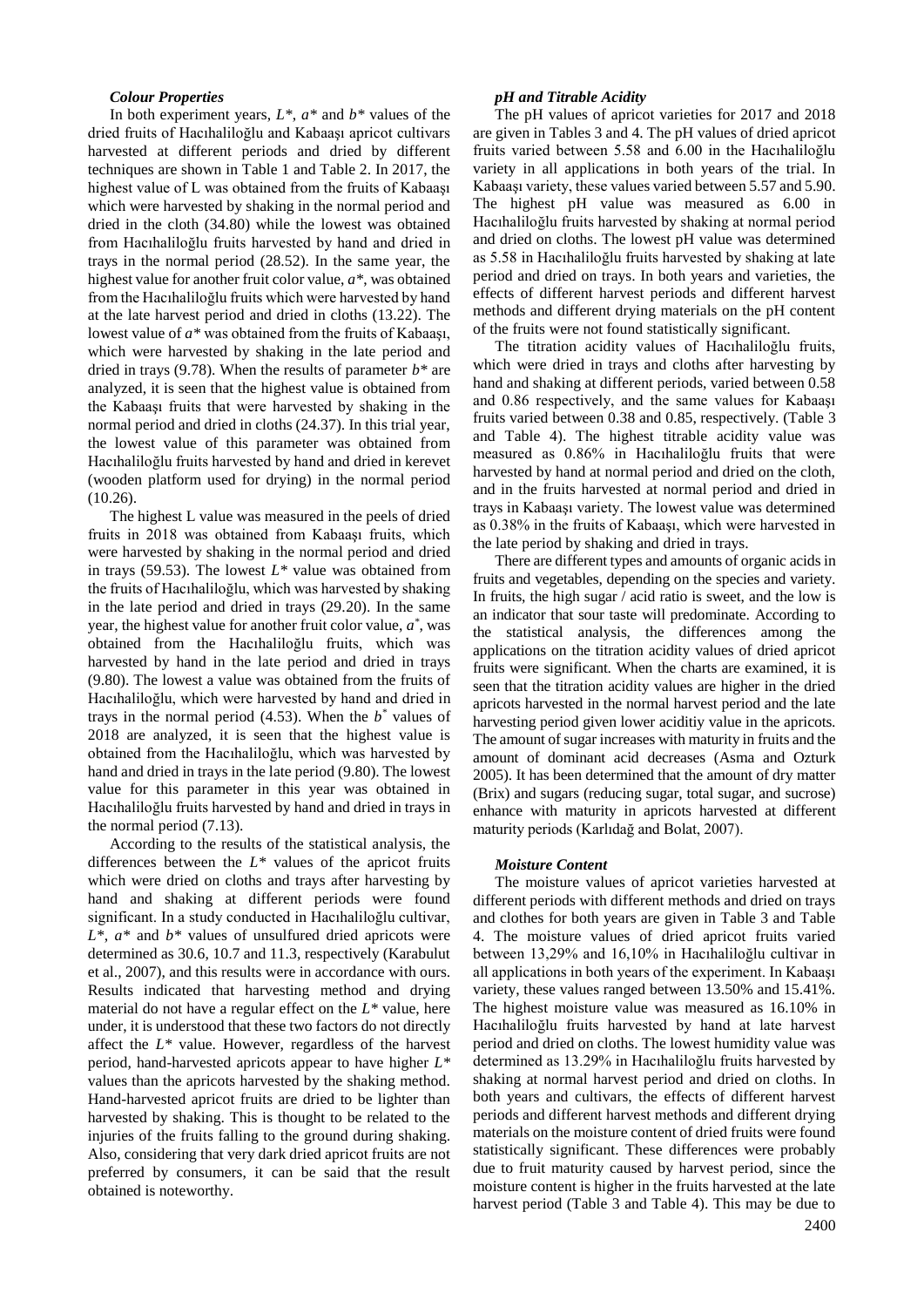### *Colour Properties*

In both experiment years, *L*\*, *a*\* and *b*\* values of the dried fruits of Hacıhaliloğlu and Kabaaşı apricot cultivars harvested at different periods and dried by different techniques are shown in Table 1 and Table 2. In 2017, the highest value of L was obtained from the fruits of Kabaaşı which were harvested by shaking in the normal period and dried in the cloth (34.80) while the lowest was obtained from Hacıhaliloğlu fruits harvested by hand and dried in trays in the normal period (28.52). In the same year, the highest value for another fruit color value, *a*\*, was obtained from the Hacıhaliloğlu fruits which were harvested by hand at the late harvest period and dried in cloths (13.22). The lowest value of *a*\* was obtained from the fruits of Kabaaşı, which were harvested by shaking in the late period and dried in trays (9.78). When the results of parameter *b*\* are analyzed, it is seen that the highest value is obtained from the Kabaaşı fruits that were harvested by shaking in the normal period and dried in cloths (24.37). In this trial year, the lowest value of this parameter was obtained from Hacıhaliloğlu fruits harvested by hand and dried in kerevet (wooden platform used for drying) in the normal period (10.26).

The highest L value was measured in the peels of dried fruits in 2018 was obtained from Kabaaşı fruits, which were harvested by shaking in the normal period and dried in trays (59.53). The lowest *L*\* value was obtained from the fruits of Hacıhaliloğlu, which was harvested by shaking in the late period and dried in trays (29.20). In the same year, the highest value for another fruit color value, $a^*$, was obtained from the Hacıhaliloğlu fruits, which was harvested by hand in the late period and dried in trays (9.80). The lowest a value was obtained from the fruits of Hacıhaliloğlu, which were harvested by hand and dried in trays in the normal period (4.53). When the $b^*$ values of 2018 are analyzed, it is seen that the highest value is obtained from the Hacıhaliloğlu, which was harvested by hand and dried in trays in the late period (9.80). The lowest value for this parameter in this year was obtained in Hacıhaliloğlu fruits harvested by hand and dried in trays in the normal period (7.13).

According to the results of the statistical analysis, the differences between the *L*\* values of the apricot fruits which were dried on cloths and trays after harvesting by hand and shaking at different periods were found significant. In a study conducted in Hacıhaliloğlu cultivar, *L*\*, *a*\* and *b*\* values of unsulfured dried apricots were determined as 30.6, 10.7 and 11.3, respectively (Karabulut et al., 2007), and this results were in accordance with ours. Results indicated that harvesting method and drying material do not have a regular effect on the *L*\* value, here under, it is understood that these two factors do not directly affect the *L*\* value. However, regardless of the harvest period, hand-harvested apricots appear to have higher *L*\* values than the apricots harvested by the shaking method. Hand-harvested apricot fruits are dried to be lighter than harvested by shaking. This is thought to be related to the injuries of the fruits falling to the ground during shaking. Also, considering that very dark dried apricot fruits are not preferred by consumers, it can be said that the result obtained is noteworthy.

### *pH and Titrable Acidity*

The pH values of apricot varieties for 2017 and 2018 are given in Tables 3 and 4. The pH values of dried apricot fruits varied between 5.58 and 6.00 in the Hacıhaliloğlu variety in all applications in both years of the trial. In Kabaaşı variety, these values varied between 5.57 and 5.90. The highest pH value was measured as 6.00 in Hacıhaliloğlu fruits harvested by shaking at normal period and dried on cloths. The lowest pH value was determined as 5.58 in Hacıhaliloğlu fruits harvested by shaking at late period and dried on trays. In both years and varieties, the effects of different harvest periods and different harvest methods and different drying materials on the pH content of the fruits were not found statistically significant.

The titration acidity values of Hacıhaliloğlu fruits, which were dried in trays and cloths after harvesting by hand and shaking at different periods, varied between 0.58 and 0.86 respectively, and the same values for Kabaaşı fruits varied between 0.38 and 0.85, respectively. (Table 3 and Table 4). The highest titrable acidity value was measured as 0.86% in Hacıhaliloğlu fruits that were harvested by hand at normal period and dried on the cloth, and in the fruits harvested at normal period and dried in trays in Kabaaşı variety. The lowest value was determined as 0.38% in the fruits of Kabaaşı, which were harvested in the late period by shaking and dried in trays.

There are different types and amounts of organic acids in fruits and vegetables, depending on the species and variety. In fruits, the high sugar / acid ratio is sweet, and the low is an indicator that sour taste will predominate. According to the statistical analysis, the differences among the applications on the titration acidity values of dried apricot fruits were significant. When the charts are examined, it is seen that the titration acidity values are higher in the dried apricots harvested in the normal harvest period and the late harvesting period given lower acidity value in the apricots. The amount of sugar increases with maturity in fruits and the amount of dominant acid decreases (Asma and Ozturk 2005). It has been determined that the amount of dry matter (Brix) and sugars (reducing sugar, total sugar, and sucrose) enhance with maturity in apricots harvested at different maturity periods (Karlıdağ and Bolat, 2007).

### *Moisture Content*

The moisture values of apricot varieties harvested at different periods with different methods and dried on trays and clothes for both years are given in Table 3 and Table 4. The moisture values of dried apricot fruits varied between 13,29% and 16,10% in Hacıhaliloğlu cultivar in all applications in both years of the experiment. In Kabaaşı variety, these values ranged between 13.50% and 15.41%. The highest moisture value was measured as 16.10% in Hacıhaliloğlu fruits harvested by hand at late harvest period and dried on cloths. The lowest humidity value was determined as 13.29% in Hacıhaliloğlu fruits harvested by shaking at normal harvest period and dried on cloths. In both years and cultivars, the effects of different harvest periods and different harvest methods and different drying materials on the moisture content of dried fruits were found statistically significant. These differences were probably due to fruit maturity caused by harvest period, since the moisture content is higher in the fruits harvested at the late harvest period (Table 3 and Table 4). This may be due to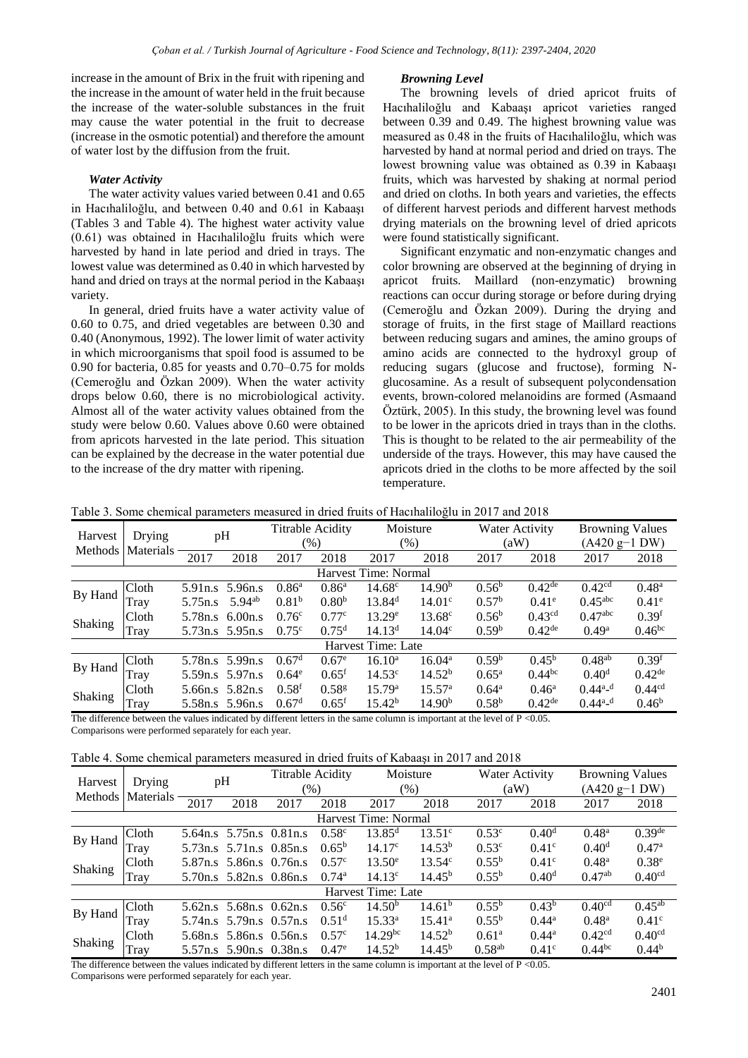increase in the amount of Brix in the fruit with ripening and the increase in the amount of water held in the fruit because the increase of the water-soluble substances in the fruit may cause the water potential in the fruit to decrease (increase in the osmotic potential) and therefore the amount of water lost by the diffusion from the fruit.

#### *Water Activity*

The water activity values varied between 0.41 and 0.65 in Hacıhaliloğlu, and between 0.40 and 0.61 in Kabaaşı (Tables 3 and Table 4). The highest water activity value (0.61) was obtained in Hacıhaliloğlu fruits which were harvested by hand in late period and dried in trays. The lowest value was determined as 0.40 in which harvested by hand and dried on trays at the normal period in the Kabaaşı variety.

In general, dried fruits have a water activity value of 0.60 to 0.75, and dried vegetables are between 0.30 and 0.40 (Anonymous, 1992). The lower limit of water activity in which microorganisms that spoil food is assumed to be 0.90 for bacteria, 0.85 for yeasts and 0.70–0.75 for molds (Cemeroğlu and Özkan 2009). When the water activity drops below 0.60, there is no microbiological activity. Almost all of the water activity values obtained from the study were below 0.60. Values above 0.60 were obtained from apricots harvested in the late period. This situation can be explained by the decrease in the water potential due to the increase of the dry matter with ripening.

#### *Browning Level*

The browning levels of dried apricot fruits of Hacıhaliloğlu and Kabaaşı apricot varieties ranged between 0.39 and 0.49. The highest browning value was measured as 0.48 in the fruits of Hacıhaliloğlu, which was harvested by hand at normal period and dried on trays. The lowest browning value was obtained as 0.39 in Kabaaşı fruits, which was harvested by shaking at normal period and dried on cloths. In both years and varieties, the effects of different harvest periods and different harvest methods drying materials on the browning level of dried apricots were found statistically significant.

Significant enzymatic and non-enzymatic changes and color browning are observed at the beginning of drying in apricot fruits. Maillard (non-enzymatic) browning reactions can occur during storage or before during drying (Cemeroğlu and Özkan 2009). During the drying and storage of fruits, in the first stage of Maillard reactions between reducing sugars and amines, the amino groups of amino acids are connected to the hydroxyl group of reducing sugars (glucose and fructose), forming N-glucosamine. As a result of subsequent polycondensation events, brown-colored melanoidins are formed (Asmaand Öztürk, 2005). In this study, the browning level was found to be lower in the apricots dried in trays than in the cloths. This is thought to be related to the air permeability of the underside of the trays. However, this may have caused the apricots dried in the cloths to be more affected by the soil temperature.

Table 3. Some chemical parameters measured in dried fruits of Hacıhaliloğlu in 2017 and 2018

| Harvest Methods | Drying Materials | pH | | Titrable Acidity (%) | | Moisture (%) | | Water Activity (aW) | | Browning Values (A420 g−1 DW) | |
|---|---|---|---|---|---|---|---|---|---|---|---|
| | | 2017 | 2018 | 2017 | 2018 | 2017 | 2018 | 2017 | 2018 | 2017 | 2018 |
| **Harvest Time: Normal** | | | | | | | | | | | |
| By Hand | Cloth | 5.91n.s | 5.96n.s | 0.86[a] | 0.86[a] | 14.68[c] | 14.90[b] | 0.56[b] | 0.42[de] | 0.42[cd] | 0.48[a] |
| | Tray | 5.75n.s | 5.94[ab] | 0.81[b] | 0.80[b] | 13.84[d] | 14.01[c] | 0.57[b] | 0.41[e] | 0.45[abc] | 0.41[e] |
| Shaking | Cloth | 5.78n.s | 6.00n.s | 0.76[c] | 0.77[c] | 13.29[e] | 13.68[c] | 0.56[b] | 0.43[cd] | 0.47[abc] | 0.39[f] |
| | Tray | 5.73n.s | 5.95n.s | 0.75[c] | 0.75[d] | 14.13[d] | 14.04[c] | 0.59[b] | 0.42[de] | 0.49[a] | 0.46[bc] |
| **Harvest Time: Late** | | | | | | | | | | | |
| By Hand | Cloth | 5.78n.s | 5.99n.s | 0.67[d] | 0.67[e] | 16.10[a] | 16.04[a] | 0.59[b] | 0.45[b] | 0.48[ab] | 0.39[f] |
| | Tray | 5.59n.s | 5.97n.s | 0.64[e] | 0.65[f] | 14.53[c] | 14.52[b] | 0.65[a] | 0.44[bc] | 0.40[d] | 0.42[de] |
| Shaking | Cloth | 5.66n.s | 5.82n.s | 0.58[f] | 0.58[g] | 15.79[a] | 15.57[a] | 0.64[a] | 0.46[a] | 0.44[a-d] | 0.44[cd] |
| | Tray | 5.58n.s | 5.96n.s | 0.67[d] | 0.65[f] | 15.42[b] | 14.90[b] | 0.58[b] | 0.42[de] | 0.44[a-d] | 0.46[b] |

The difference between the values indicated by different letters in the same column is important at the level of $P < 0.05$.
Comparisons were performed separately for each year.

Table 4. Some chemical parameters measured in dried fruits of Kabaaşı in 2017 and 2018

| Harvest Methods | Drying Materials | pH | | Titrable Acidity (%) | | Moisture (%) | | Water Activity (aW) | | Browning Values (A420 g−1 DW) | |
|---|---|---|---|---|---|---|---|---|---|---|---|
| | | 2017 | 2018 | 2017 | 2018 | 2017 | 2018 | 2017 | 2018 | 2017 | 2018 |
| **Harvest Time: Normal** | | | | | | | | | | | |
| By Hand | Cloth | 5.64n.s | 5.75n.s | 0.81n.s | 0.58[c] | 13.85[d] | 13.51[c] | 0.53[c] | 0.40[d] | 0.48[a] | 0.39[de] |
| | Tray | 5.73n.s | 5.71n.s | 0.85n.s | 0.65[b] | 14.17[c] | 14.53[b] | 0.53[c] | 0.41[c] | 0.40[d] | 0.47[a] |
| Shaking | Cloth | 5.87n.s | 5.86n.s | 0.76n.s | 0.57[c] | 13.50[e] | 13.54[c] | 0.55[b] | 0.41[c] | 0.48[a] | 0.38[e] |
| | Tray | 5.70n.s | 5.82n.s | 0.86n.s | 0.74[a] | 14.13[c] | 14.45[b] | 0.55[b] | 0.40[d] | 0.47[ab] | 0.40[cd] |
| **Harvest Time: Late** | | | | | | | | | | | |
| By Hand | Cloth | 5.62n.s | 5.68n.s | 0.62n.s | 0.56[c] | 14.50[b] | 14.61[b] | 0.55[b] | 0.43[b] | 0.40[cd] | 0.45[ab] |
| | Tray | 5.74n.s | 5.79n.s | 0.57n.s | 0.51[d] | 15.33[a] | 15.41[a] | 0.55[b] | 0.44[a] | 0.48[a] | 0.41[c] |
| Shaking | Cloth | 5.68n.s | 5.86n.s | 0.56n.s | 0.57[c] | 14.29[bc] | 14.52[b] | 0.61[a] | 0.44[a] | 0.42[cd] | 0.40[cd] |
| | Tray | 5.57n.s | 5.90n.s | 0.38n.s | 0.47[e] | 14.52[b] | 14.45[b] | 0.58[ab] | 0.41[c] | 0.44[bc] | 0.44[b] |

The difference between the values indicated by different letters in the same column is important at the level of $P < 0.05$.
Comparisons were performed separately for each year.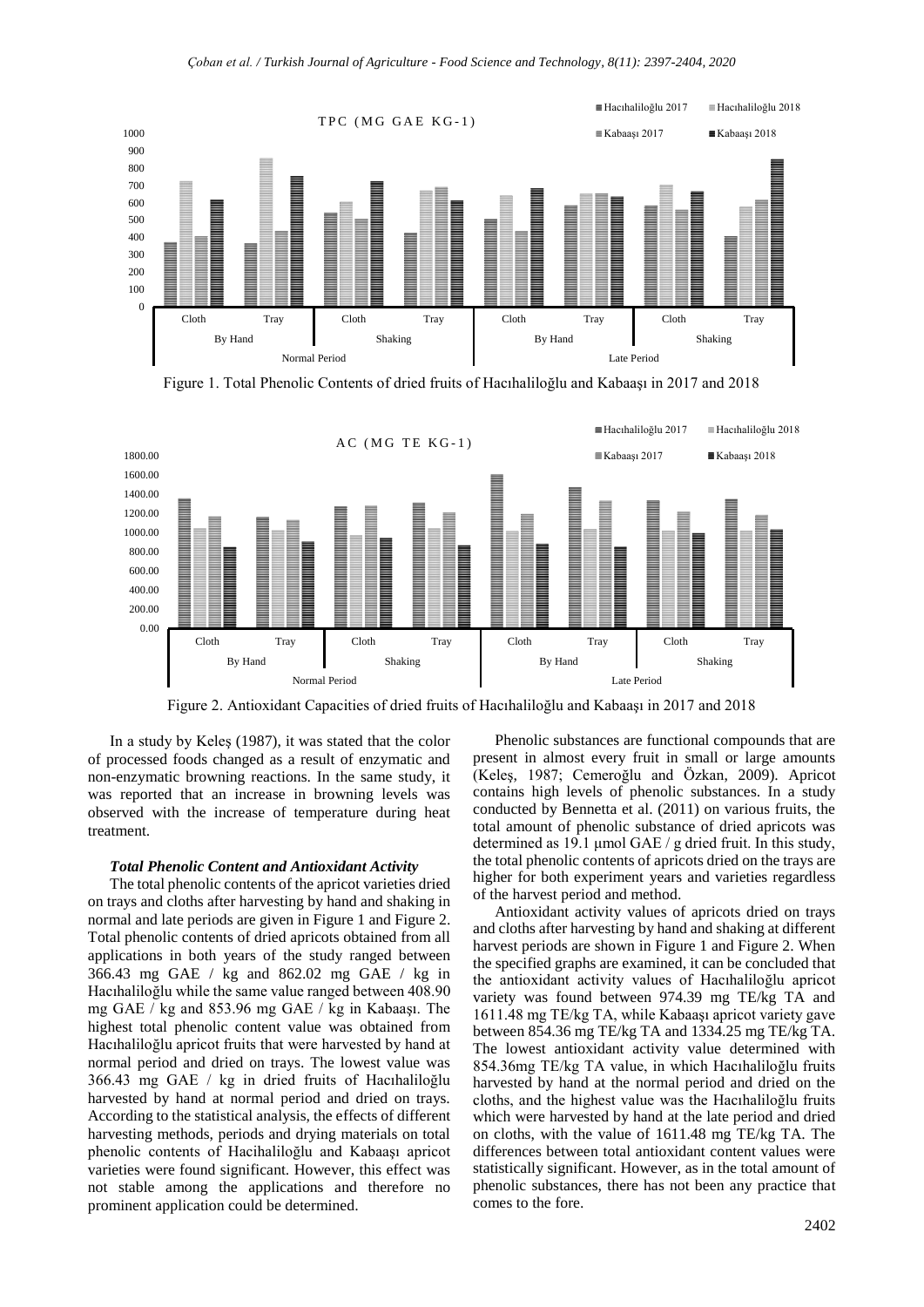TPC (MG GAE KG-1)

Hacıhaliloğlu 2017 Hacıhaliloğlu 2018 Kabaaşı 2017 Kabaaşı 2018

1000 900 800 700 600 500 400 300 200 100 0

Cloth Tray Cloth Tray Cloth Tray Cloth Tray

By Hand Shaking By Hand Shaking

Normal Period Late Period

Figure 1. Total Phenolic Contents of dried fruits of Hacıhaliloğlu and Kabaaşı in 2017 and 2018

AC (MG TE KG-1)

Hacıhaliloğlu 2017 Hacıhaliloğlu 2018 Kabaaşı 2017 Kabaaşı 2018

1800.00 1600.00 1400.00 1200.00 1000.00 800.00 600.00 400.00 200.00 0.00

Cloth Tray Cloth Tray Cloth Tray Cloth Tray

By Hand Shaking By Hand Shaking

Normal Period Late Period

Figure 2. Antioxidant Capacities of dried fruits of Hacıhaliloğlu and Kabaaşı in 2017 and 2018

In a study by Keleş (1987), it was stated that the color of processed foods changed as a result of enzymatic and non-enzymatic browning reactions. In the same study, it was reported that an increase in browning levels was observed with the increase of temperature during heat treatment.

### *Total Phenolic Content and Antioxidant Activity*

The total phenolic contents of the apricot varieties dried on trays and cloths after harvesting by hand and shaking in normal and late periods are given in Figure 1 and Figure 2. Total phenolic contents of dried apricots obtained from all applications in both years of the study ranged between 366.43 mg GAE / kg and 862.02 mg GAE / kg in Hacıhaliloğlu while the same value ranged between 408.90 mg GAE / kg and 853.96 mg GAE / kg in Kabaaşı. The highest total phenolic content value was obtained from Hacıhaliloğlu apricot fruits that were harvested by hand at normal period and dried on trays. The lowest value was 366.43 mg GAE / kg in dried fruits of Hacıhaliloğlu harvested by hand at normal period and dried on trays. According to the statistical analysis, the effects of different harvesting methods, periods and drying materials on total phenolic contents of Hacihaliloğlu and Kabaaşı apricot varieties were found significant. However, this effect was not stable among the applications and therefore no prominent application could be determined.

Phenolic substances are functional compounds that are present in almost every fruit in small or large amounts (Keleş, 1987; Cemeroğlu and Özkan, 2009). Apricot contains high levels of phenolic substances. In a study conducted by Bennetta et al. (2011) on various fruits, the total amount of phenolic substance of dried apricots was determined as 19.1 µmol GAE / g dried fruit. In this study, the total phenolic contents of apricots dried on the trays are higher for both experiment years and varieties regardless of the harvest period and method.

Antioxidant activity values of apricots dried on trays and cloths after harvesting by hand and shaking at different harvest periods are shown in Figure 1 and Figure 2. When the specified graphs are examined, it can be concluded that the antioxidant activity values of Hacıhaliloğlu apricot variety was found between 974.39 mg TE/kg TA and 1611.48 mg TE/kg TA, while Kabaaşı apricot variety gave between 854.36 mg TE/kg TA and 1334.25 mg TE/kg TA. The lowest antioxidant activity value determined with 854.36mg TE/kg TA value, in which Hacıhaliloğlu fruits harvested by hand at the normal period and dried on the cloths, and the highest value was the Hacıhaliloğlu fruits which were harvested by hand at the late period and dried on cloths, with the value of 1611.48 mg TE/kg TA. The differences between total antioxidant content values were statistically significant. However, as in the total amount of phenolic substances, there has not been any practice that comes to the fore.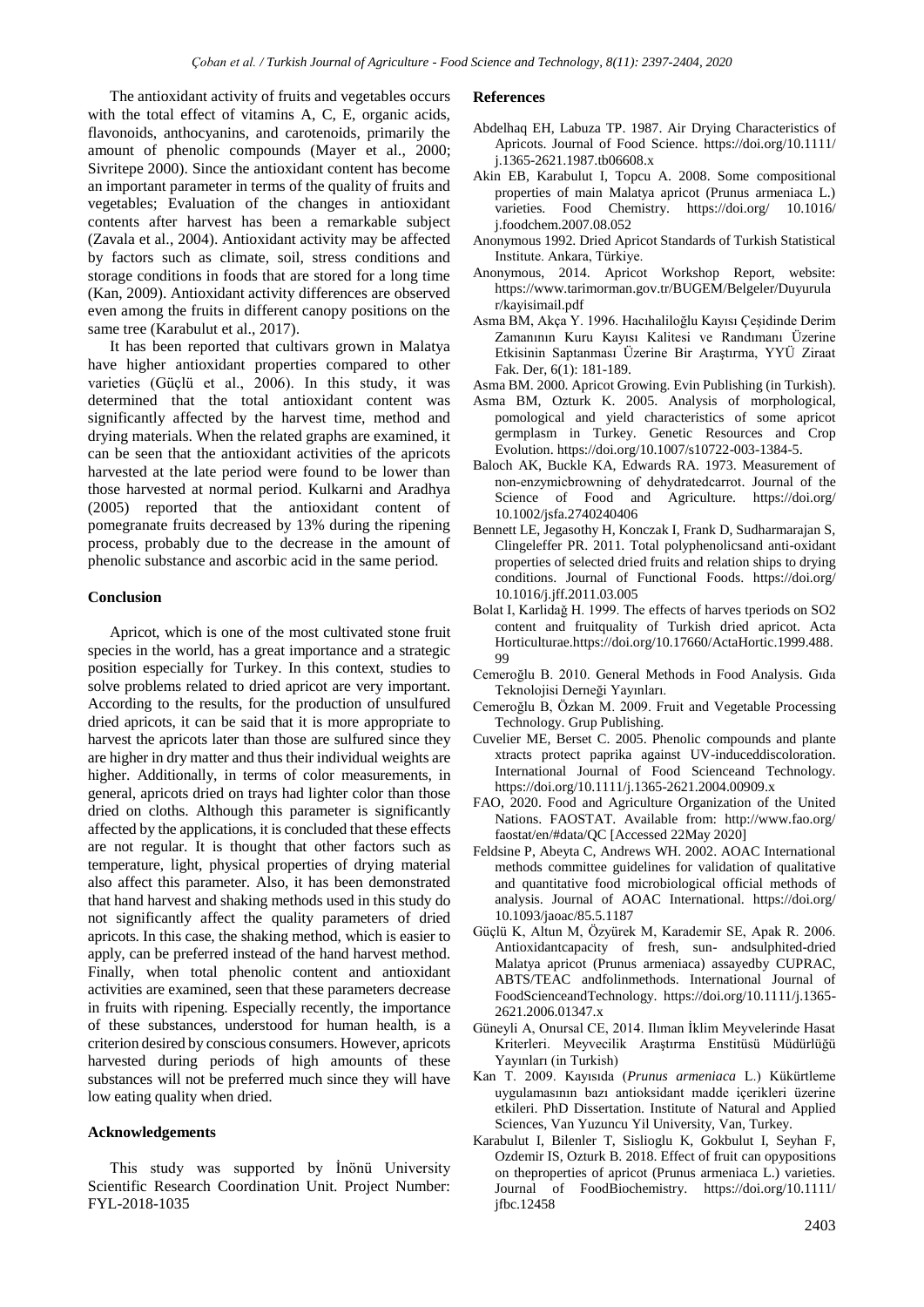The antioxidant activity of fruits and vegetables occurs with the total effect of vitamins A, C, E, organic acids, flavonoids, anthocyanins, and carotenoids, primarily the amount of phenolic compounds (Mayer et al., 2000; Sivritepe 2000). Since the antioxidant content has become an important parameter in terms of the quality of fruits and vegetables; Evaluation of the changes in antioxidant contents after harvest has been a remarkable subject (Zavala et al., 2004). Antioxidant activity may be affected by factors such as climate, soil, stress conditions and storage conditions in foods that are stored for a long time (Kan, 2009). Antioxidant activity differences are observed even among the fruits in different canopy positions on the same tree (Karabulut et al., 2017).

It has been reported that cultivars grown in Malatya have higher antioxidant properties compared to other varieties (Güçlü et al., 2006). In this study, it was determined that the total antioxidant content was significantly affected by the harvest time, method and drying materials. When the related graphs are examined, it can be seen that the antioxidant activities of the apricots harvested at the late period were found to be lower than those harvested at normal period. Kulkarni and Aradhya (2005) reported that the antioxidant content of pomegranate fruits decreased by 13% during the ripening process, probably due to the decrease in the amount of phenolic substance and ascorbic acid in the same period.

## Conclusion

Apricot, which is one of the most cultivated stone fruit species in the world, has a great importance and a strategic position especially for Turkey. In this context, studies to solve problems related to dried apricot are very important. According to the results, for the production of unsulfured dried apricots, it can be said that it is more appropriate to harvest the apricots later than those are sulfured since they are higher in dry matter and thus their individual weights are higher. Additionally, in terms of color measurements, in general, apricots dried on trays had lighter color than those dried on cloths. Although this parameter is significantly affected by the applications, it is concluded that these effects are not regular. It is thought that other factors such as temperature, light, physical properties of drying material also affect this parameter. Also, it has been demonstrated that hand harvest and shaking methods used in this study do not significantly affect the quality parameters of dried apricots. In this case, the shaking method, which is easier to apply, can be preferred instead of the hand harvest method. Finally, when total phenolic content and antioxidant activities are examined, seen that these parameters decrease in fruits with ripening. Especially recently, the importance of these substances, understood for human health, is a criterion desired by conscious consumers. However, apricots harvested during periods of high amounts of these substances will not be preferred much since they will have low eating quality when dried.

## Acknowledgements

This study was supported by İnönü University Scientific Research Coordination Unit. Project Number: FYL-2018-1035

## References

Abdelhaq EH, Labuza TP. 1987. Air Drying Characteristics of Apricots. Journal of Food Science. https://doi.org/10.1111/j.1365-2621.1987.tb06608.x

Akin EB, Karabulut I, Topcu A. 2008. Some compositional properties of main Malatya apricot (Prunus armeniaca L.) varieties. Food Chemistry. https://doi.org/ 10.1016/j.foodchem.2007.08.052

Anonymous 1992. Dried Apricot Standards of Turkish Statistical Institute. Ankara, Türkiye.

Anonymous, 2014. Apricot Workshop Report, website: https://www.tarimorman.gov.tr/BUGEM/Belgeler/Duyurular/kayisimail.pdf

Asma BM, Akça Y. 1996. Hacıhaliloğlu Kayısı Çeşidinde Derim Zamanının Kuru Kayısı Kalitesi ve Randımanı Üzerine Etkisinin Saptanması Üzerine Bir Araştırma, YYÜ Ziraat Fak. Der, 6(1): 181-189.

Asma BM. 2000. Apricot Growing. Evin Publishing (in Turkish).

Asma BM, Ozturk K. 2005. Analysis of morphological, pomological and yield characteristics of some apricot germplasm in Turkey. Genetic Resources and Crop Evolution. https://doi.org/10.1007/s10722-003-1384-5.

Baloch AK, Buckle KA, Edwards RA. 1973. Measurement of non-enzymicbrowning of dehydratedcarrot. Journal of the Science of Food and Agriculture. https://doi.org/ 10.1002/jsfa.2740240406

Bennett LE, Jegasothy H, Konczak I, Frank D, Sudharmarajan S, Clingeleffer PR. 2011. Total polyphenolicsand anti-oxidant properties of selected dried fruits and relation ships to drying conditions. Journal of Functional Foods. https://doi.org/ 10.1016/j.jff.2011.03.005

Bolat I, Karlidağ H. 1999. The effects of harves tperiods on SO2 content and fruitquality of Turkish dried apricot. Acta Horticulturae.https://doi.org/10.17660/ActaHortic.1999.488.99

Cemeroğlu B. 2010. General Methods in Food Analysis. Gıda Teknolojisi Derneği Yayınları.

Cemeroğlu B, Özkan M. 2009. Fruit and Vegetable Processing Technology. Grup Publishing.

Cuvelier ME, Berset C. 2005. Phenolic compounds and plante xtracts protect paprika against UV-induceddiscoloration. International Journal of Food Scienceand Technology. https://doi.org/10.1111/j.1365-2621.2004.00909.x

FAO, 2020. Food and Agriculture Organization of the United Nations. FAOSTAT. Available from: http://www.fao.org/faostat/en/#data/QC [Accessed 22May 2020]

Feldsine P, Abeyta C, Andrews WH. 2002. AOAC International methods committee guidelines for validation of qualitative and quantitative food microbiological official methods of analysis. Journal of AOAC International. https://doi.org/ 10.1093/jaoac/85.5.1187

Güçlü K, Altun M, Özyürek M, Karademir SE, Apak R. 2006. Antioxidantcapacity of fresh, sun- andsulphited-dried Malatya apricot (Prunus armeniaca) assayedby CUPRAC, ABTS/TEAC andfolinmethods. International Journal of FoodScienceandTechnology. https://doi.org/10.1111/j.1365-2621.2006.01347.x

Güneyli A, Onursal CE, 2014. Ilıman İklim Meyvelerinde Hasat Kriterleri. Meyvecilik Araştırma Enstitüsü Müdürlüğü Yayınları (in Turkish)

Kan T. 2009. Kayısıda (*Prunus armeniaca* L.) Kükürtleme uygulamasının bazı antioksidant madde içerikleri üzerine etkileri. PhD Dissertation. Institute of Natural and Applied Sciences, Van Yuzuncu Yil University, Van, Turkey.

Karabulut I, Bilenler T, Sislioglu K, Gokbulut I, Seyhan F, Ozdemir IS, Ozturk B. 2018. Effect of fruit can opypositions on theproperties of apricot (Prunus armeniaca L.) varieties. Journal of FoodBiochemistry. https://doi.org/10.1111/jfbc.12458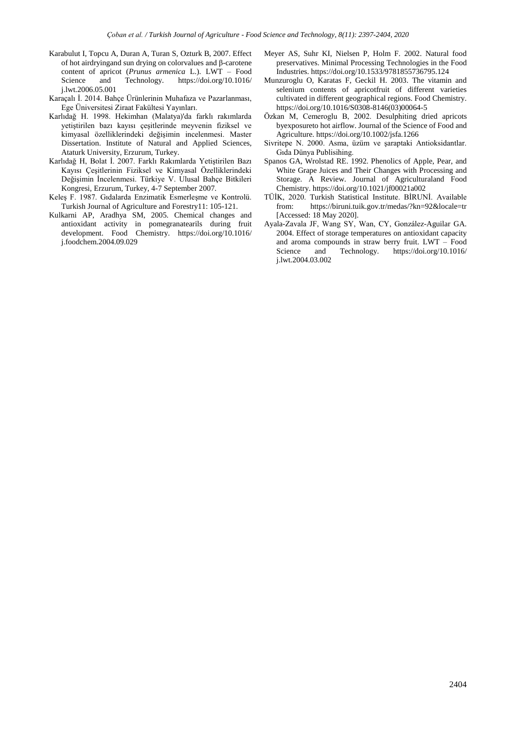Karabulut I, Topcu A, Duran A, Turan S, Ozturk B, 2007. Effect of hot airdryingand sun drying on colorvalues and β-carotene content of apricot (*Prunus armenica* L.). LWT – Food Science and Technology. https://doi.org/10.1016/j.lwt.2006.05.001

Karaçalı İ. 2014. Bahçe Ürünlerinin Muhafaza ve Pazarlanması, Ege Üniversitesi Ziraat Fakültesi Yayınları.

Karlıdağ H. 1998. Hekimhan (Malatya)'da farklı rakımlarda yetiştirilen bazı kayısı çeşitlerinde meyvenin fiziksel ve kimyasal özelliklerindeki değişimin incelenmesi. Master Dissertation. Institute of Natural and Applied Sciences, Ataturk University, Erzurum, Turkey.

Karlıdağ H, Bolat İ. 2007. Farklı Rakımlarda Yetiştirilen Bazı Kayısı Çeşitlerinin Fiziksel ve Kimyasal Özelliklerindeki Değişimin İncelenmesi. Türkiye V. Ulusal Bahçe Bitkileri Kongresi, Erzurum, Turkey, 4-7 September 2007.

Keleş F. 1987. Gıdalarda Enzimatik Esmerleşme ve Kontrolü. Turkish Journal of Agriculture and Forestry11: 105-121.

Kulkarni AP, Aradhya SM, 2005. Chemical changes and antioxidant activity in pomegranatearils during fruit development. Food Chemistry. https://doi.org/10.1016/j.foodchem.2004.09.029

Meyer AS, Suhr KI, Nielsen P, Holm F. 2002. Natural food preservatives. Minimal Processing Technologies in the Food Industries. https://doi.org/10.1533/9781855736795.124

Munzuroglu O, Karatas F, Geckil H. 2003. The vitamin and selenium contents of apricotfruit of different varieties cultivated in different geographical regions. Food Chemistry. https://doi.org/10.1016/S0308-8146(03)00064-5

Özkan M, Cemeroglu B, 2002. Desulphiting dried apricots byexposureto hot airflow. Journal of the Science of Food and Agriculture. https://doi.org/10.1002/jsfa.1266

Sivritepe N. 2000. Asma, üzüm ve şaraptaki Antioksidantlar. Gıda Dünya Publisihing.

Spanos GA, Wrolstad RE. 1992. Phenolics of Apple, Pear, and White Grape Juices and Their Changes with Processing and Storage. A Review. Journal of Agriculturaland Food Chemistry. https://doi.org/10.1021/jf00021a002

TÜİK, 2020. Turkish Statistical Institute. BİRUNİ. Available from: https://biruni.tuik.gov.tr/medas/?kn=92&locale=tr [Accessed: 18 May 2020].

Ayala-Zavala JF, Wang SY, Wan, CY, González-Aguilar GA. 2004. Effect of storage temperatures on antioxidant capacity and aroma compounds in straw berry fruit. LWT – Food Science and Technology. https://doi.org/10.1016/j.lwt.2004.03.002